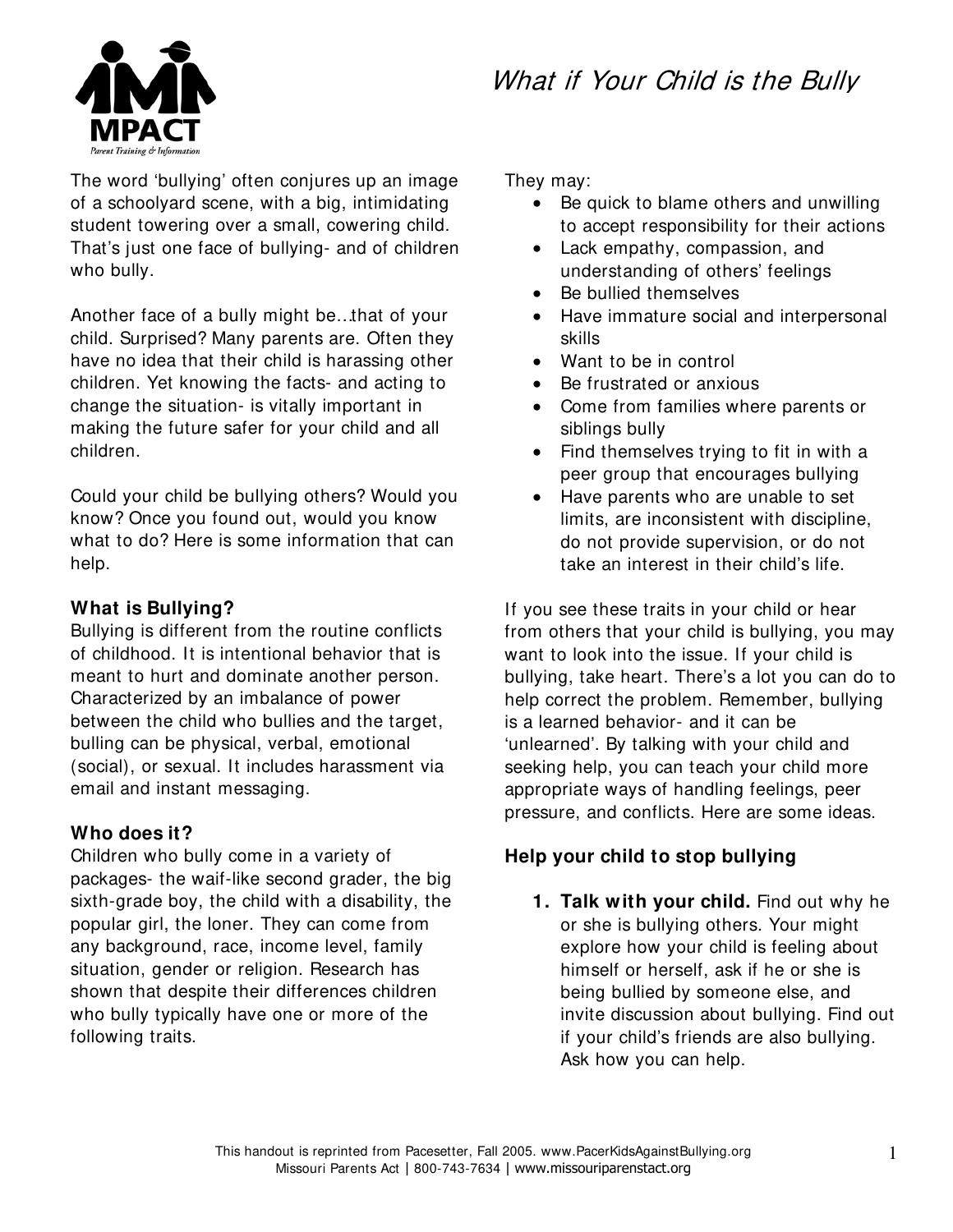# What if Your Child is the Bully

The word 'bullying' often conjures up an image of a schoolyard scene, with a big, intimidating student towering over a small, cowering child. That's just one face of bullying- and of children who bully.

Another face of a bully might be…that of your child. Surprised? Many parents are. Often they have no idea that their child is harassing other children. Yet knowing the facts- and acting to change the situation- is vitally important in making the future safer for your child and all children.

Could your child be bullying others? Would you know? Once you found out, would you know what to do? Here is some information that can help.

### What is Bullying?

Bullying is different from the routine conflicts of childhood. It is intentional behavior that is meant to hurt and dominate another person. Characterized by an imbalance of power between the child who bullies and the target, bulling can be physical, verbal, emotional (social), or sexual. It includes harassment via email and instant messaging.

### Who does it?

Children who bully come in a variety of packages- the waif-like second grader, the big sixth-grade boy, the child with a disability, the popular girl, the loner. They can come from any background, race, income level, family situation, gender or religion. Research has shown that despite their differences children who bully typically have one or more of the following traits.

They may:

- Be quick to blame others and unwilling to accept responsibility for their actions
- Lack empathy, compassion, and understanding of others' feelings
- Be bullied themselves
- Have immature social and interpersonal skills
- Want to be in control
- Be frustrated or anxious
- Come from families where parents or siblings bully
- Find themselves trying to fit in with a peer group that encourages bullying
- Have parents who are unable to set limits, are inconsistent with discipline, do not provide supervision, or do not take an interest in their child's life.

If you see these traits in your child or hear from others that your child is bullying, you may want to look into the issue. If your child is bullying, take heart. There's a lot you can do to help correct the problem. Remember, bullying is a learned behavior- and it can be 'unlearned'. By talking with your child and seeking help, you can teach your child more appropriate ways of handling feelings, peer pressure, and conflicts. Here are some ideas.

### Help your child to stop bullying

1. **Talk with your child.** Find out why he or she is bullying others. Your might explore how your child is feeling about himself or herself, ask if he or she is being bullied by someone else, and invite discussion about bullying. Find out if your child's friends are also bullying. Ask how you can help.

This handout is reprinted from Pacesetter, Fall 2005. www.PacerKidsAgainstBullying.org
Missouri Parents Act | 800-743-7634 | www.missouriparentsact.org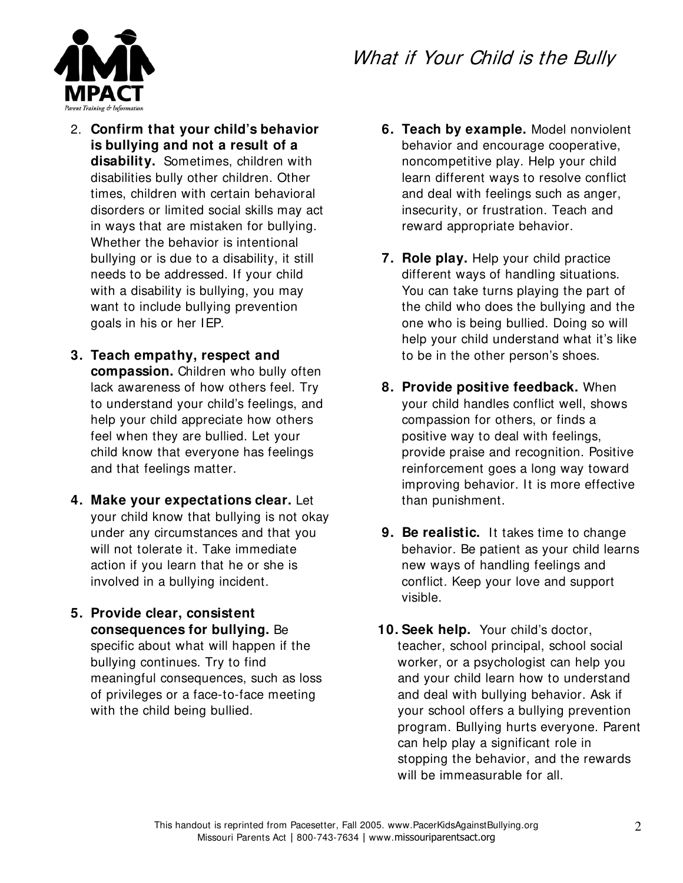## What if Your Child is the Bully

2. **Confirm that your child's behavior is bullying and not a result of a disability.** Sometimes, children with disabilities bully other children. Other times, children with certain behavioral disorders or limited social skills may act in ways that are mistaken for bullying. Whether the behavior is intentional bullying or is due to a disability, it still needs to be addressed. If your child with a disability is bullying, you may want to include bullying prevention goals in his or her IEP.

3. **Teach empathy, respect and compassion.** Children who bully often lack awareness of how others feel. Try to understand your child's feelings, and help your child appreciate how others feel when they are bullied. Let your child know that everyone has feelings and that feelings matter.

4. **Make your expectations clear.** Let your child know that bullying is not okay under any circumstances and that you will not tolerate it. Take immediate action if you learn that he or she is involved in a bullying incident.

5. **Provide clear, consistent consequences for bullying.** Be specific about what will happen if the bullying continues. Try to find meaningful consequences, such as loss of privileges or a face-to-face meeting with the child being bullied.

6. **Teach by example.** Model nonviolent behavior and encourage cooperative, noncompetitive play. Help your child learn different ways to resolve conflict and deal with feelings such as anger, insecurity, or frustration. Teach and reward appropriate behavior.

7. **Role play.** Help your child practice different ways of handling situations. You can take turns playing the part of the child who does the bullying and the one who is being bullied. Doing so will help your child understand what it's like to be in the other person's shoes.

8. **Provide positive feedback.** When your child handles conflict well, shows compassion for others, or finds a positive way to deal with feelings, provide praise and recognition. Positive reinforcement goes a long way toward improving behavior. It is more effective than punishment.

9. **Be realistic.** It takes time to change behavior. Be patient as your child learns new ways of handling feelings and conflict. Keep your love and support visible.

10. **Seek help.** Your child's doctor, teacher, school principal, school social worker, or a psychologist can help you and your child learn how to understand and deal with bullying behavior. Ask if your school offers a bullying prevention program. Bullying hurts everyone. Parent can help play a significant role in stopping the behavior, and the rewards will be immeasurable for all.

This handout is reprinted from Pacesetter, Fall 2005. www.PacerKidsAgainstBullying.org
Missouri Parents Act | 800-743-7634 | www.missouriparentsact.org